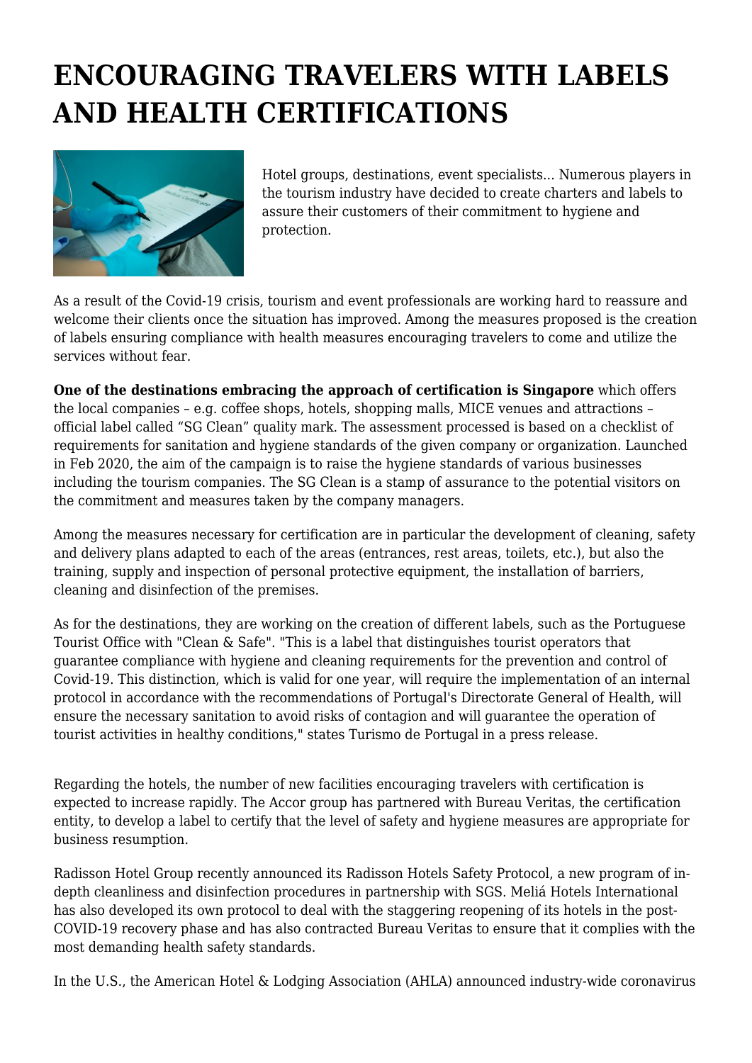# ENCOURAGING TRAVELERS WITH LABELS AND HEALTH CERTIFICATIONS

Hotel groups, destinations, event specialists... Numerous players in the tourism industry have decided to create charters and labels to assure their customers of their commitment to hygiene and protection.

As a result of the Covid-19 crisis, tourism and event professionals are working hard to reassure and welcome their clients once the situation has improved. Among the measures proposed is the creation of labels ensuring compliance with health measures encouraging travelers to come and utilize the services without fear.

**One of the destinations embracing the approach of certification is Singapore** which offers the local companies – e.g. coffee shops, hotels, shopping malls, MICE venues and attractions – official label called "SG Clean" quality mark. The assessment processed is based on a checklist of requirements for sanitation and hygiene standards of the given company or organization. Launched in Feb 2020, the aim of the campaign is to raise the hygiene standards of various businesses including the tourism companies. The SG Clean is a stamp of assurance to the potential visitors on the commitment and measures taken by the company managers.

Among the measures necessary for certification are in particular the development of cleaning, safety and delivery plans adapted to each of the areas (entrances, rest areas, toilets, etc.), but also the training, supply and inspection of personal protective equipment, the installation of barriers, cleaning and disinfection of the premises.

As for the destinations, they are working on the creation of different labels, such as the Portuguese Tourist Office with "Clean & Safe". "This is a label that distinguishes tourist operators that guarantee compliance with hygiene and cleaning requirements for the prevention and control of Covid-19. This distinction, which is valid for one year, will require the implementation of an internal protocol in accordance with the recommendations of Portugal's Directorate General of Health, will ensure the necessary sanitation to avoid risks of contagion and will guarantee the operation of tourist activities in healthy conditions," states Turismo de Portugal in a press release.

Regarding the hotels, the number of new facilities encouraging travelers with certification is expected to increase rapidly. The Accor group has partnered with Bureau Veritas, the certification entity, to develop a label to certify that the level of safety and hygiene measures are appropriate for business resumption.

Radisson Hotel Group recently announced its Radisson Hotels Safety Protocol, a new program of in-depth cleanliness and disinfection procedures in partnership with SGS. Meliá Hotels International has also developed its own protocol to deal with the staggering reopening of its hotels in the post-COVID-19 recovery phase and has also contracted Bureau Veritas to ensure that it complies with the most demanding health safety standards.

In the U.S., the American Hotel & Lodging Association (AHLA) announced industry-wide coronavirus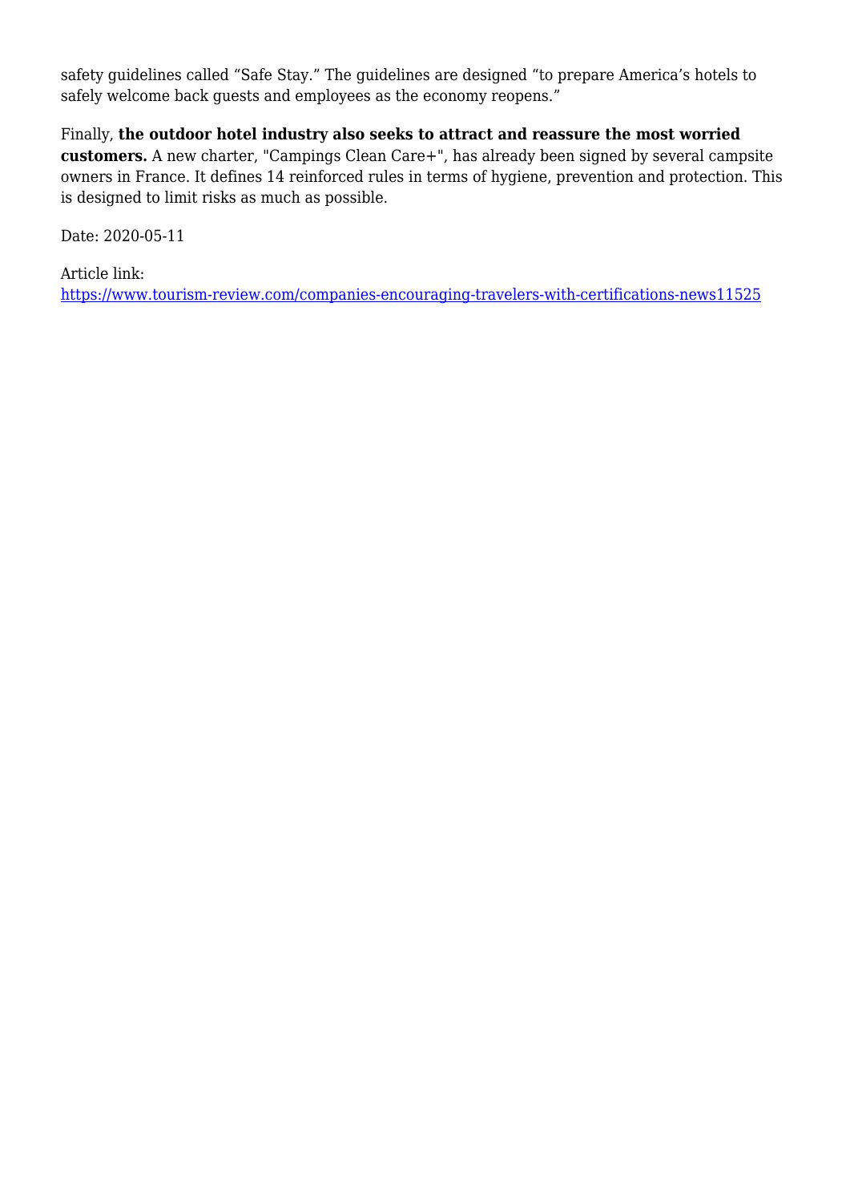safety guidelines called “Safe Stay.” The guidelines are designed “to prepare America’s hotels to safely welcome back guests and employees as the economy reopens.”

Finally, **the outdoor hotel industry also seeks to attract and reassure the most worried customers.** A new charter, "Campings Clean Care+", has already been signed by several campsite owners in France. It defines 14 reinforced rules in terms of hygiene, prevention and protection. This is designed to limit risks as much as possible.

Date: 2020-05-11

Article link:
[https://www.tourism-review.com/companies-encouraging-travelers-with-certifications-news11525](https://www.tourism-review.com/companies-encouraging-travelers-with-certifications-news11525)